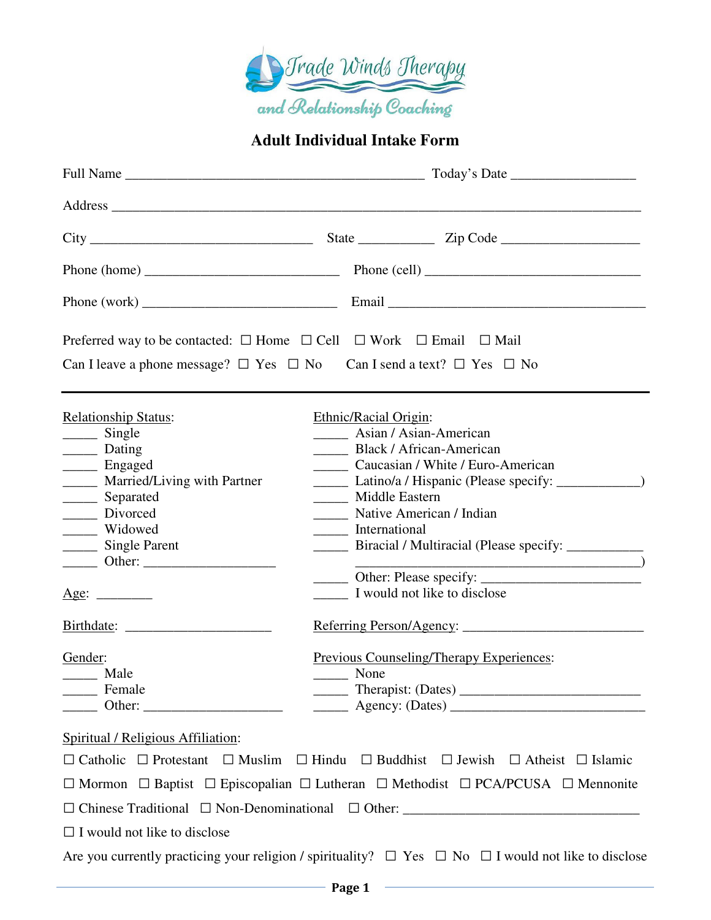Trade Winds Therapy and Relationship Coaching

# Adult Individual Intake Form

Full Name _______________________________________ Today's Date _______________

Address _______________________________________________________________

City ____________________________ State __________ Zip Code _________________

Phone (home) _________________________ Phone (cell) ____________________________

Phone (work) _________________________ Email __________________________________

Preferred way to be contacted: ☐ Home ☐ Cell ☐ Work ☐ Email ☐ Mail

Can I leave a phone message? ☐ Yes ☐ No Can I send a text? ☐ Yes ☐ No

---

Relationship Status:
_____ Single
_____ Dating
_____ Engaged
_____ Married/Living with Partner
_____ Separated
_____ Divorced
_____ Widowed
_____ Single Parent
_____ Other: __________________

Age: ________

Birthdate: ____________________

Gender:
_____ Male
_____ Female
_____ Other: __________________

Ethnic/Racial Origin:
_____ Asian / Asian-American
_____ Black / African-American
_____ Caucasian / White / Euro-American
_____ Latino/a / Hispanic (Please specify: ___________)
_____ Middle Eastern
_____ Native American / Indian
_____ International
_____ Biracial / Multiracial (Please specify: __________ ______________________________________)
_____ Other: Please specify: ____________________
_____ I would not like to disclose

Referring Person/Agency: ______________________

Previous Counseling/Therapy Experiences:
_____ None
_____ Therapist: (Dates) ______________________
_____ Agency: (Dates) ________________________

Spiritual / Religious Affiliation:

☐ Catholic ☐ Protestant ☐ Muslim ☐ Hindu ☐ Buddhist ☐ Jewish ☐ Atheist ☐ Islamic

☐ Mormon ☐ Baptist ☐ Episcopalian ☐ Lutheran ☐ Methodist ☐ PCA/PCUSA ☐ Mennonite

☐ Chinese Traditional ☐ Non-Denominational ☐ Other: _____________________________

☐ I would not like to disclose

Are you currently practicing your religion / spirituality? ☐ Yes ☐ No ☐ I would not like to disclose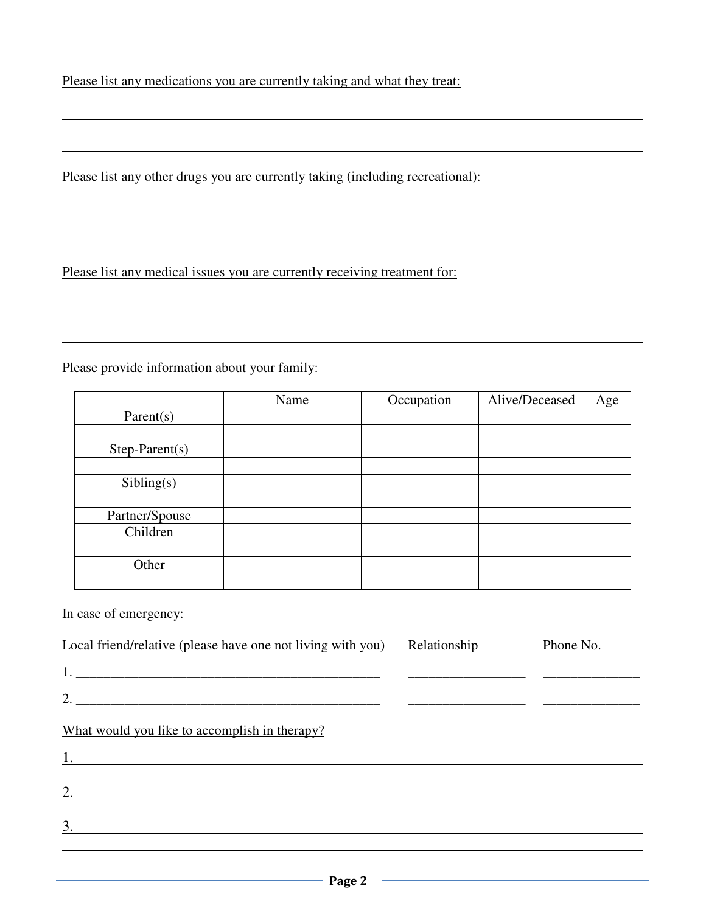Please list any medications you are currently taking and what they treat:

______________________________________________________________________________

______________________________________________________________________________

Please list any other drugs you are currently taking (including recreational):

______________________________________________________________________________

______________________________________________________________________________

Please list any medical issues you are currently receiving treatment for:

______________________________________________________________________________

______________________________________________________________________________

Please provide information about your family:

| | Name | Occupation | Alive/Deceased | Age |
|---|---|---|---|---|
| Parent(s) | | | | |
| | | | | |
| Step-Parent(s) | | | | |
| | | | | |
| Sibling(s) | | | | |
| | | | | |
| Partner/Spouse | | | | |
| Children | | | | |
| | | | | |
| Other | | | | |
| | | | | |

In case of emergency:

Local friend/relative (please have one not living with you) Relationship Phone No.

1. _____________________________________________ _________________ ______________

2. _____________________________________________ _________________ ______________

What would you like to accomplish in therapy?

1. ____________________________________________________________________________

______________________________________________________________________________

2. ____________________________________________________________________________

______________________________________________________________________________

3. ____________________________________________________________________________

______________________________________________________________________________